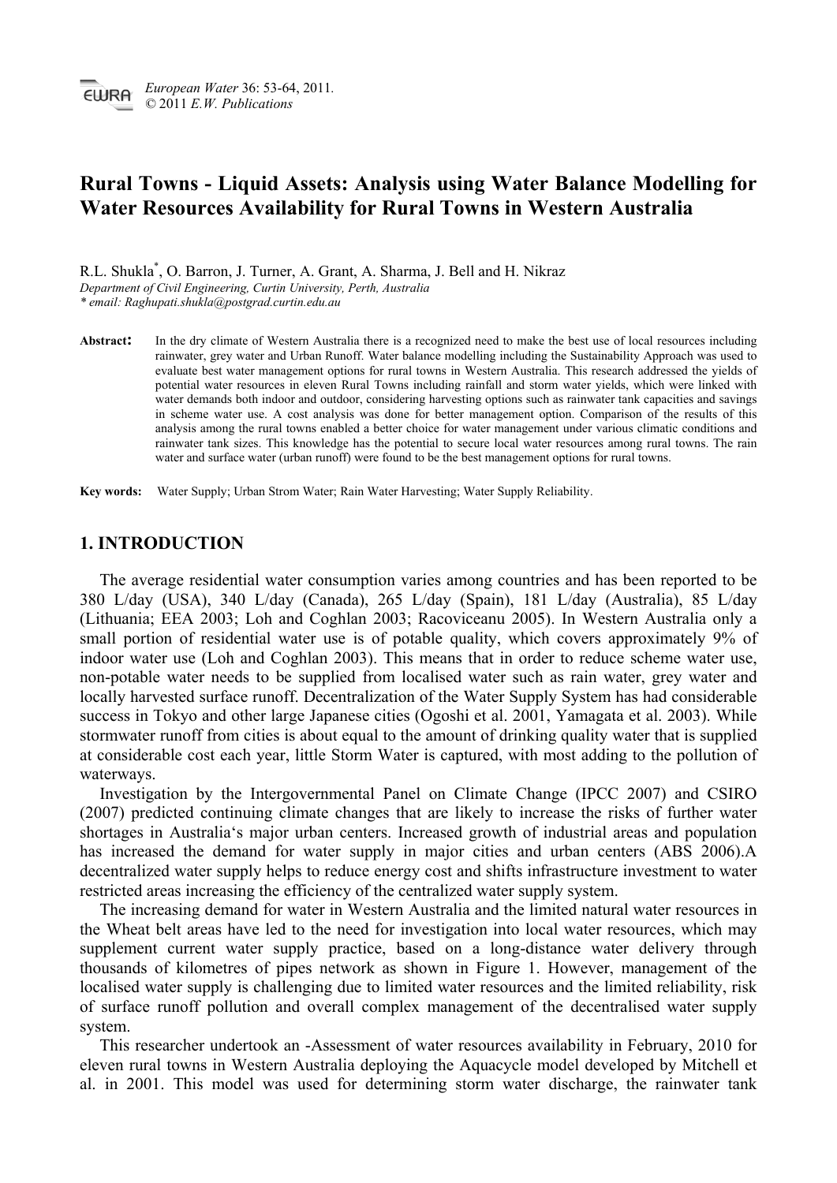# Rural Towns - Liquid Assets: Analysis using Water Balance Modelling for Water Resources Availability for Rural Towns in Western Australia

R.L. Shukla[*], O. Barron, J. Turner, A. Grant, A. Sharma, J. Bell and H. Nikraz

*Department of Civil Engineering, Curtin University, Perth, Australia*

*\* email: Raghupati.shukla@postgrad.curtin.edu.au*

**Abstract:** In the dry climate of Western Australia there is a recognized need to make the best use of local resources including rainwater, grey water and Urban Runoff. Water balance modelling including the Sustainability Approach was used to evaluate best water management options for rural towns in Western Australia. This research addressed the yields of potential water resources in eleven Rural Towns including rainfall and storm water yields, which were linked with water demands both indoor and outdoor, considering harvesting options such as rainwater tank capacities and savings in scheme water use. A cost analysis was done for better management option. Comparison of the results of this analysis among the rural towns enabled a better choice for water management under various climatic conditions and rainwater tank sizes. This knowledge has the potential to secure local water resources among rural towns. The rain water and surface water (urban runoff) were found to be the best management options for rural towns.

**Key words:** Water Supply; Urban Strom Water; Rain Water Harvesting; Water Supply Reliability.

## 1. INTRODUCTION

The average residential water consumption varies among countries and has been reported to be 380 L/day (USA), 340 L/day (Canada), 265 L/day (Spain), 181 L/day (Australia), 85 L/day (Lithuania; EEA 2003; Loh and Coghlan 2003; Racoviceanu 2005). In Western Australia only a small portion of residential water use is of potable quality, which covers approximately 9% of indoor water use (Loh and Coghlan 2003). This means that in order to reduce scheme water use, non-potable water needs to be supplied from localised water such as rain water, grey water and locally harvested surface runoff. Decentralization of the Water Supply System has had considerable success in Tokyo and other large Japanese cities (Ogoshi et al. 2001, Yamagata et al. 2003). While stormwater runoff from cities is about equal to the amount of drinking quality water that is supplied at considerable cost each year, little Storm Water is captured, with most adding to the pollution of waterways.

Investigation by the Intergovernmental Panel on Climate Change (IPCC 2007) and CSIRO (2007) predicted continuing climate changes that are likely to increase the risks of further water shortages in Australia's major urban centers. Increased growth of industrial areas and population has increased the demand for water supply in major cities and urban centers (ABS 2006).A decentralized water supply helps to reduce energy cost and shifts infrastructure investment to water restricted areas increasing the efficiency of the centralized water supply system.

The increasing demand for water in Western Australia and the limited natural water resources in the Wheat belt areas have led to the need for investigation into local water resources, which may supplement current water supply practice, based on a long-distance water delivery through thousands of kilometres of pipes network as shown in Figure 1. However, management of the localised water supply is challenging due to limited water resources and the limited reliability, risk of surface runoff pollution and overall complex management of the decentralised water supply system.

This researcher undertook an -Assessment of water resources availability in February, 2010 for eleven rural towns in Western Australia deploying the Aquacycle model developed by Mitchell et al. in 2001. This model was used for determining storm water discharge, the rainwater tank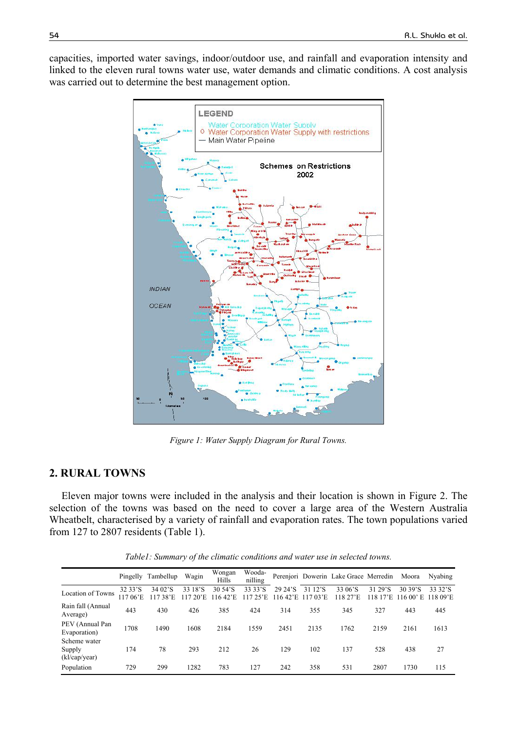capacities, imported water savings, indoor/outdoor use, and rainfall and evaporation intensity and linked to the eleven rural towns water use, water demands and climatic conditions. A cost analysis was carried out to determine the best management option.

*Figure 1: Water Supply Diagram for Rural Towns.*

## 2. RURAL TOWNS

Eleven major towns were included in the analysis and their location is shown in Figure 2. The selection of the towns was based on the need to cover a large area of the Western Australia Wheatbelt, characterised by a variety of rainfall and evaporation rates. The town populations varied from 127 to 2807 residents (Table 1).

*Table1: Summary of the climatic conditions and water use in selected towns.*

| | Pingelly | Tambellup | Wagin | Wongan Hills | Wooda-nilling | Perenjori | Dowerin | Lake Grace | Merredin | Moora | Nyabing |
|---|---|---|---|---|---|---|---|---|---|---|---|
| Location of Towns | 32 33'S 117 06'E | 34 02'S 117 38'E | 33 18'S 117 20'E | 30 54'S 116 42'E | 33 33'S 117 25'E | 29 24'S 116 42'E | 31 12'S 117 03'E | 33 06'S 118 27'E | 31 29'S 118 17'E | 30 39'S 116 00' E | 33 32'S 118 09'E |
| Rain fall (Annual Average) | 443 | 430 | 426 | 385 | 424 | 314 | 355 | 345 | 327 | 443 | 445 |
| PEV (Annual Pan Evaporation) | 1708 | 1490 | 1608 | 2184 | 1559 | 2451 | 2135 | 1762 | 2159 | 2161 | 1613 |
| Scheme water Supply (kl/cap/year) | 174 | 78 | 293 | 212 | 26 | 129 | 102 | 137 | 528 | 438 | 27 |
| Population | 729 | 299 | 1282 | 783 | 127 | 242 | 358 | 531 | 2807 | 1730 | 115 |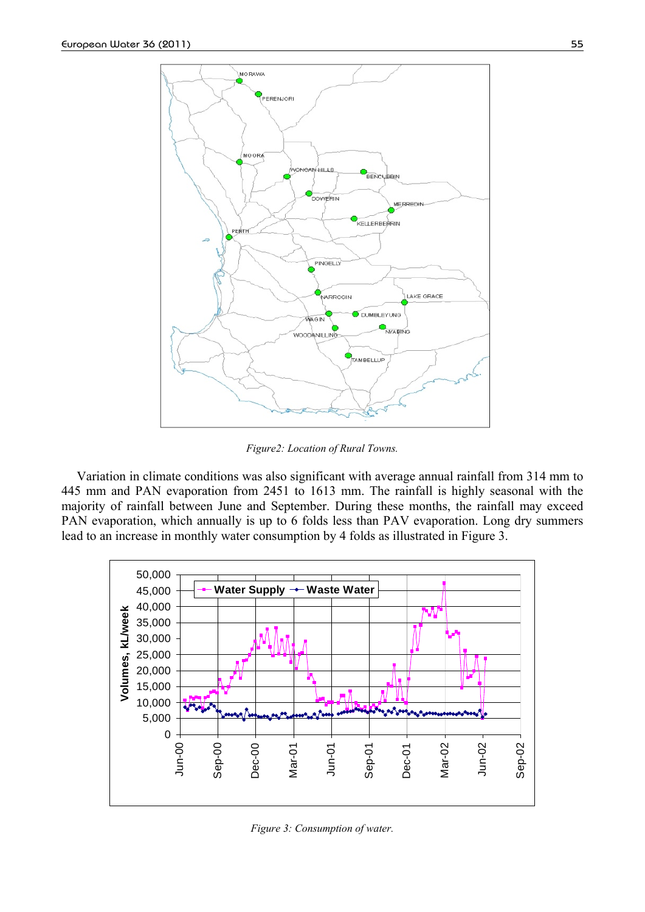*Figure2: Location of Rural Towns.*

Variation in climate conditions was also significant with average annual rainfall from 314 mm to 445 mm and PAN evaporation from 2451 to 1613 mm. The rainfall is highly seasonal with the majority of rainfall between June and September. During these months, the rainfall may exceed PAN evaporation, which annually is up to 6 folds less than PAV evaporation. Long dry summers lead to an increase in monthly water consumption by 4 folds as illustrated in Figure 3.

*Figure 3: Consumption of water.*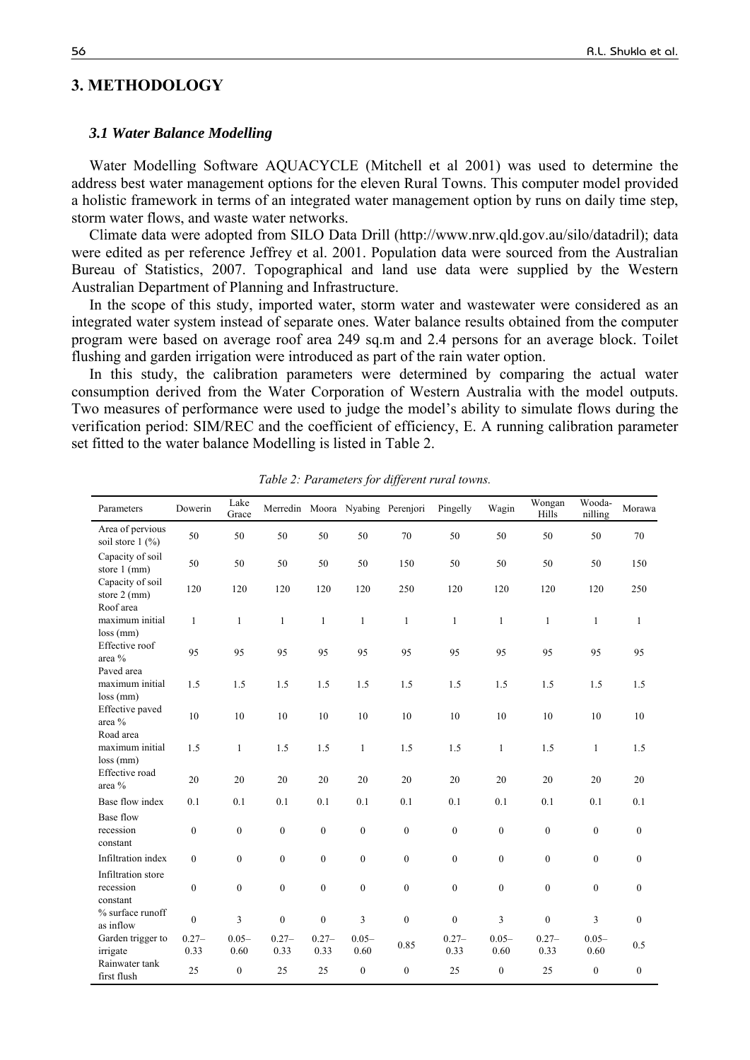## 3. METHODOLOGY

### *3.1 Water Balance Modelling*

Water Modelling Software AQUACYCLE (Mitchell et al 2001) was used to determine the address best water management options for the eleven Rural Towns. This computer model provided a holistic framework in terms of an integrated water management option by runs on daily time step, storm water flows, and waste water networks.

Climate data were adopted from SILO Data Drill (http://www.nrw.qld.gov.au/silo/datadril); data were edited as per reference Jeffrey et al. 2001. Population data were sourced from the Australian Bureau of Statistics, 2007. Topographical and land use data were supplied by the Western Australian Department of Planning and Infrastructure.

In the scope of this study, imported water, storm water and wastewater were considered as an integrated water system instead of separate ones. Water balance results obtained from the computer program were based on average roof area 249 sq.m and 2.4 persons for an average block. Toilet flushing and garden irrigation were introduced as part of the rain water option.

In this study, the calibration parameters were determined by comparing the actual water consumption derived from the Water Corporation of Western Australia with the model outputs. Two measures of performance were used to judge the model's ability to simulate flows during the verification period: SIM/REC and the coefficient of efficiency, E. A running calibration parameter set fitted to the water balance Modelling is listed in Table 2.

*Table 2: Parameters for different rural towns.*

| Parameters | Dowerin | Lake Grace | Merredin | Moora | Nyabing | Perenjori | Pingelly | Wagin | Wongan Hills | Wooda-nilling | Morawa |
|---|---|---|---|---|---|---|---|---|---|---|---|
| Area of pervious soil store 1 (%) | 50 | 50 | 50 | 50 | 50 | 70 | 50 | 50 | 50 | 50 | 70 |
| Capacity of soil store 1 (mm) | 50 | 50 | 50 | 50 | 50 | 150 | 50 | 50 | 50 | 50 | 150 |
| Capacity of soil store 2 (mm) | 120 | 120 | 120 | 120 | 120 | 250 | 120 | 120 | 120 | 120 | 250 |
| Roof area maximum initial loss (mm) | 1 | 1 | 1 | 1 | 1 | 1 | 1 | 1 | 1 | 1 | 1 |
| Effective roof area % | 95 | 95 | 95 | 95 | 95 | 95 | 95 | 95 | 95 | 95 | 95 |
| Paved area maximum initial loss (mm) | 1.5 | 1.5 | 1.5 | 1.5 | 1.5 | 1.5 | 1.5 | 1.5 | 1.5 | 1.5 | 1.5 |
| Effective paved area % | 10 | 10 | 10 | 10 | 10 | 10 | 10 | 10 | 10 | 10 | 10 |
| Road area maximum initial loss (mm) | 1.5 | 1 | 1.5 | 1.5 | 1 | 1.5 | 1.5 | 1 | 1.5 | 1 | 1.5 |
| Effective road area % | 20 | 20 | 20 | 20 | 20 | 20 | 20 | 20 | 20 | 20 | 20 |
| Base flow index | 0.1 | 0.1 | 0.1 | 0.1 | 0.1 | 0.1 | 0.1 | 0.1 | 0.1 | 0.1 | 0.1 |
| Base flow recession constant | 0 | 0 | 0 | 0 | 0 | 0 | 0 | 0 | 0 | 0 | 0 |
| Infiltration index | 0 | 0 | 0 | 0 | 0 | 0 | 0 | 0 | 0 | 0 | 0 |
| Infiltration store recession constant | 0 | 0 | 0 | 0 | 0 | 0 | 0 | 0 | 0 | 0 | 0 |
| % surface runoff as inflow | 0 | 3 | 0 | 0 | 3 | 0 | 0 | 3 | 0 | 3 | 0 |
| Garden trigger to irrigate | 0.27–0.33 | 0.05–0.60 | 0.27–0.33 | 0.27–0.33 | 0.05–0.60 | 0.85 | 0.27–0.33 | 0.05–0.60 | 0.27–0.33 | 0.05–0.60 | 0.5 |
| Rainwater tank first flush | 25 | 0 | 25 | 25 | 0 | 0 | 25 | 0 | 25 | 0 | 0 |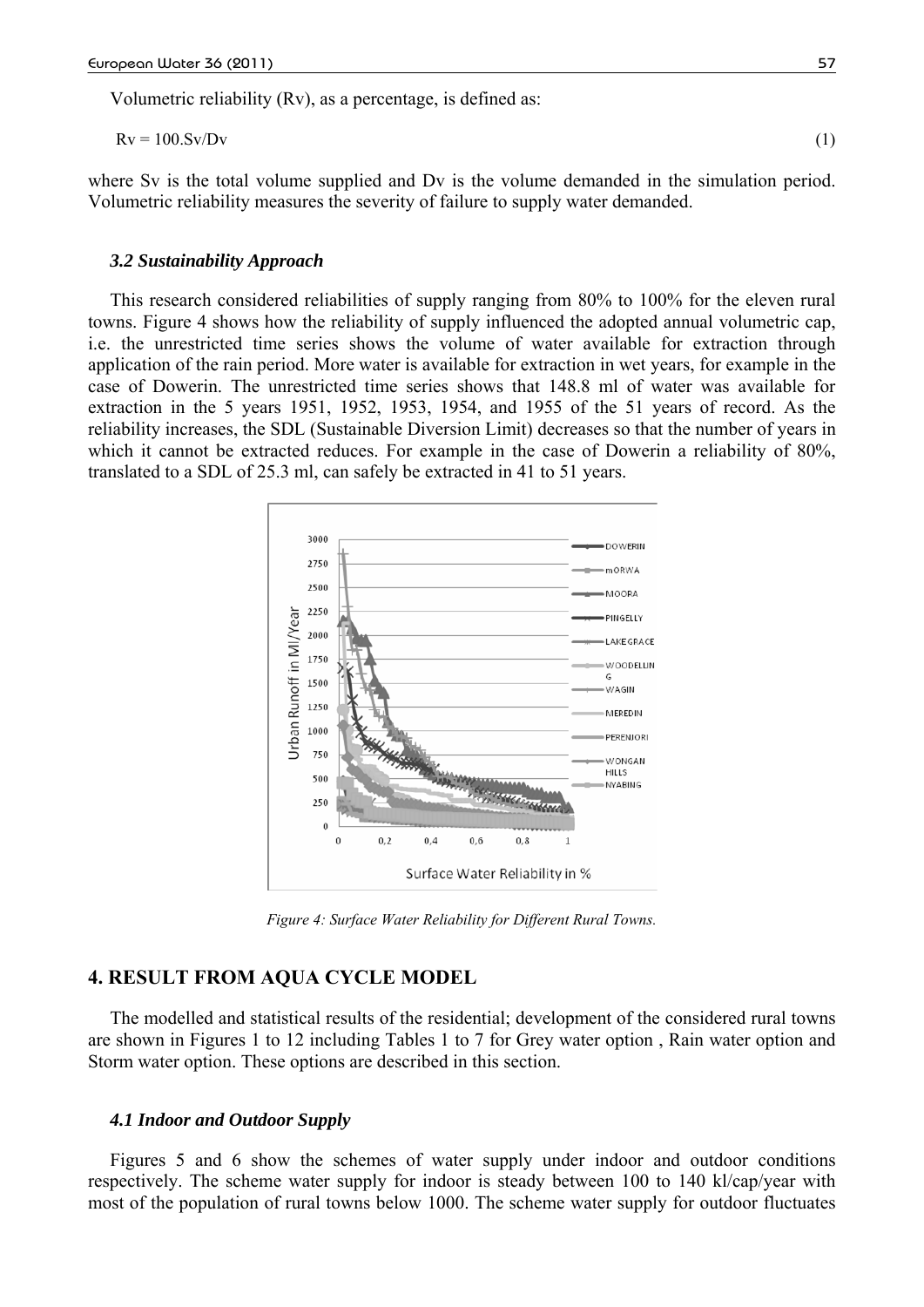Volumetric reliability (Rv), as a percentage, is defined as:

$$Rv = 100.Sv/Dv \tag{1}$$

where Sv is the total volume supplied and Dv is the volume demanded in the simulation period. Volumetric reliability measures the severity of failure to supply water demanded.

### *3.2 Sustainability Approach*

This research considered reliabilities of supply ranging from 80% to 100% for the eleven rural towns. Figure 4 shows how the reliability of supply influenced the adopted annual volumetric cap, i.e. the unrestricted time series shows the volume of water available for extraction through application of the rain period. More water is available for extraction in wet years, for example in the case of Dowerin. The unrestricted time series shows that 148.8 ml of water was available for extraction in the 5 years 1951, 1952, 1953, 1954, and 1955 of the 51 years of record. As the reliability increases, the SDL (Sustainable Diversion Limit) decreases so that the number of years in which it cannot be extracted reduces. For example in the case of Dowerin a reliability of 80%, translated to a SDL of 25.3 ml, can safely be extracted in 41 to 51 years.

*Figure 4: Surface Water Reliability for Different Rural Towns.*

## 4. RESULT FROM AQUA CYCLE MODEL

The modelled and statistical results of the residential; development of the considered rural towns are shown in Figures 1 to 12 including Tables 1 to 7 for Grey water option , Rain water option and Storm water option. These options are described in this section.

### *4.1 Indoor and Outdoor Supply*

Figures 5 and 6 show the schemes of water supply under indoor and outdoor conditions respectively. The scheme water supply for indoor is steady between 100 to 140 kl/cap/year with most of the population of rural towns below 1000. The scheme water supply for outdoor fluctuates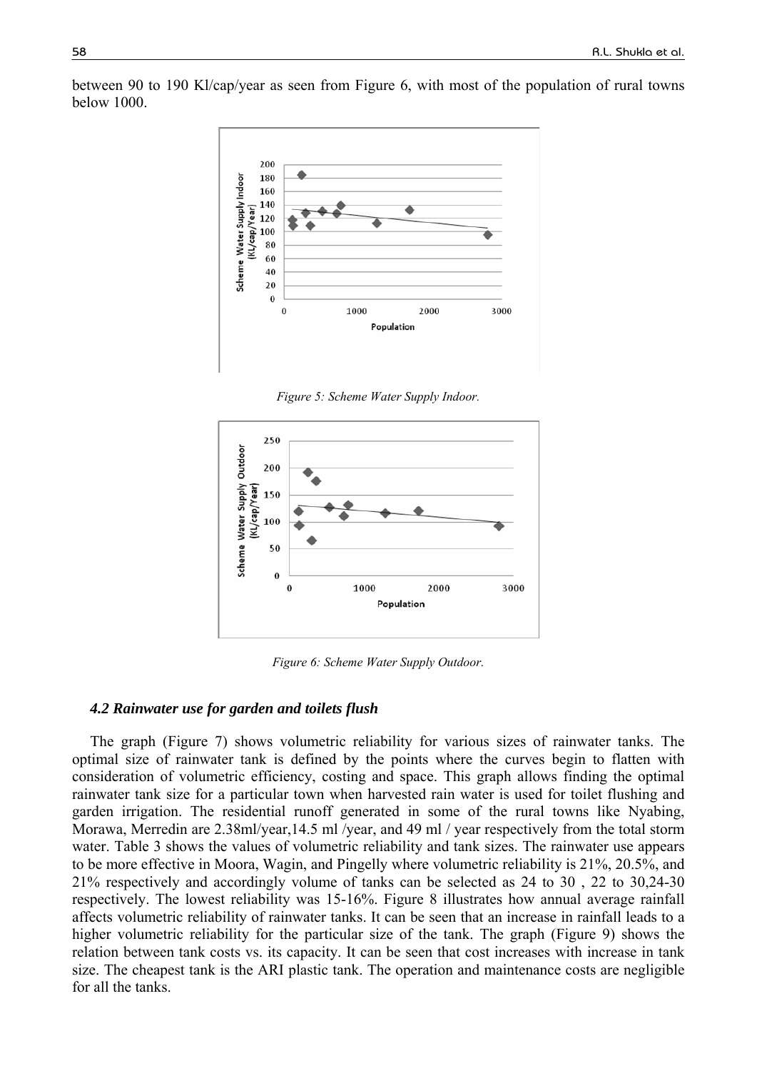between 90 to 190 Kl/cap/year as seen from Figure 6, with most of the population of rural towns below 1000.

*Figure 5: Scheme Water Supply Indoor.*

*Figure 6: Scheme Water Supply Outdoor.*

### *4.2 Rainwater use for garden and toilets flush*

The graph (Figure 7) shows volumetric reliability for various sizes of rainwater tanks. The optimal size of rainwater tank is defined by the points where the curves begin to flatten with consideration of volumetric efficiency, costing and space. This graph allows finding the optimal rainwater tank size for a particular town when harvested rain water is used for toilet flushing and garden irrigation. The residential runoff generated in some of the rural towns like Nyabing, Morawa, Merredin are 2.38ml/year,14.5 ml /year, and 49 ml / year respectively from the total storm water. Table 3 shows the values of volumetric reliability and tank sizes. The rainwater use appears to be more effective in Moora, Wagin, and Pingelly where volumetric reliability is 21%, 20.5%, and 21% respectively and accordingly volume of tanks can be selected as 24 to 30 , 22 to 30,24-30 respectively. The lowest reliability was 15-16%. Figure 8 illustrates how annual average rainfall affects volumetric reliability of rainwater tanks. It can be seen that an increase in rainfall leads to a higher volumetric reliability for the particular size of the tank. The graph (Figure 9) shows the relation between tank costs vs. its capacity. It can be seen that cost increases with increase in tank size. The cheapest tank is the ARI plastic tank. The operation and maintenance costs are negligible for all the tanks.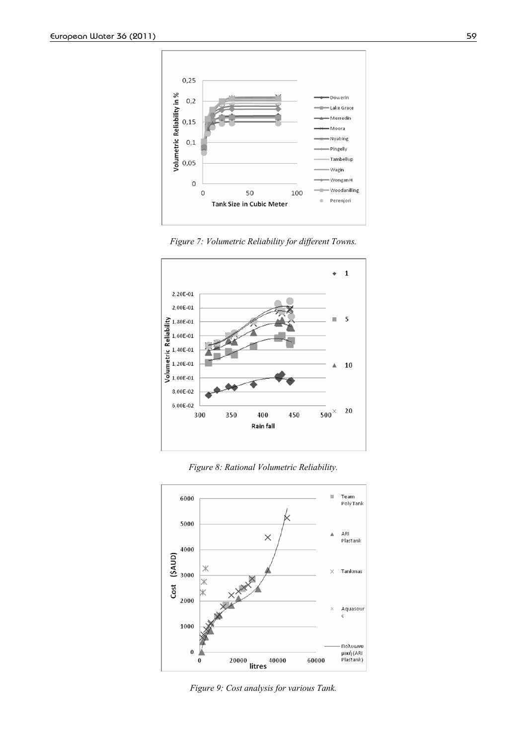Figure 7: Volumetric Reliability for different Towns.

Figure 8: Rational Volumetric Reliability.

Figure 9: Cost analysis for various Tank.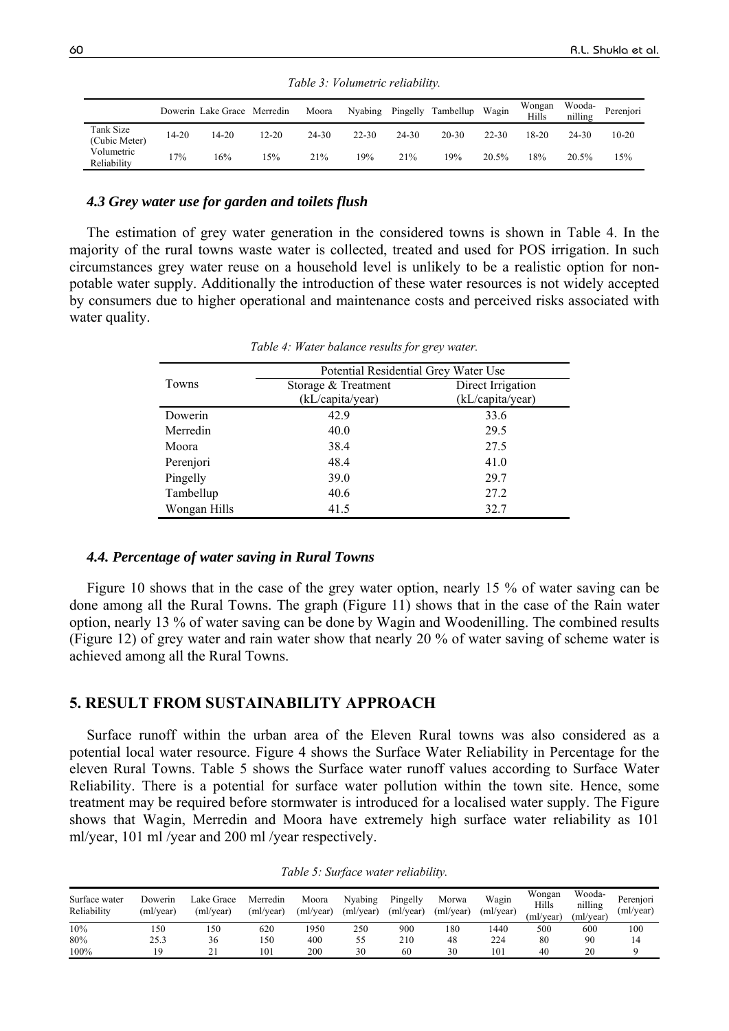*Table 3: Volumetric reliability.*

| | Dowerin | Lake Grace | Merredin | Moora | Nyabing | Pingelly | Tambellup | Wagin | Wongan Hills | Wooda-nilling | Perenjori |
|---|---|---|---|---|---|---|---|---|---|---|---|
| Tank Size (Cubic Meter) | 14-20 | 14-20 | 12-20 | 24-30 | 22-30 | 24-30 | 20-30 | 22-30 | 18-20 | 24-30 | 10-20 |
| Volumetric Reliability | 17% | 16% | 15% | 21% | 19% | 21% | 19% | 20.5% | 18% | 20.5% | 15% |

### *4.3 Grey water use for garden and toilets flush*

The estimation of grey water generation in the considered towns is shown in Table 4. In the majority of the rural towns waste water is collected, treated and used for POS irrigation. In such circumstances grey water reuse on a household level is unlikely to be a realistic option for non-potable water supply. Additionally the introduction of these water resources is not widely accepted by consumers due to higher operational and maintenance costs and perceived risks associated with water quality.

*Table 4: Water balance results for grey water.*

| Towns | Potential Residential Grey Water Use | |
|---|---|---|
| | Storage & Treatment (kL/capita/year) | Direct Irrigation (kL/capita/year) |
| Dowerin | 42.9 | 33.6 |
| Merredin | 40.0 | 29.5 |
| Moora | 38.4 | 27.5 |
| Perenjori | 48.4 | 41.0 |
| Pingelly | 39.0 | 29.7 |
| Tambellup | 40.6 | 27.2 |
| Wongan Hills | 41.5 | 32.7 |

### *4.4. Percentage of water saving in Rural Towns*

Figure 10 shows that in the case of the grey water option, nearly 15 % of water saving can be done among all the Rural Towns. The graph (Figure 11) shows that in the case of the Rain water option, nearly 13 % of water saving can be done by Wagin and Woodenilling. The combined results (Figure 12) of grey water and rain water show that nearly 20 % of water saving of scheme water is achieved among all the Rural Towns.

## 5. RESULT FROM SUSTAINABILITY APPROACH

Surface runoff within the urban area of the Eleven Rural towns was also considered as a potential local water resource. Figure 4 shows the Surface Water Reliability in Percentage for the eleven Rural Towns. Table 5 shows the Surface water runoff values according to Surface Water Reliability. There is a potential for surface water pollution within the town site. Hence, some treatment may be required before stormwater is introduced for a localised water supply. The Figure shows that Wagin, Merredin and Moora have extremely high surface water reliability as 101 ml/year, 101 ml /year and 200 ml /year respectively.

*Table 5: Surface water reliability.*

| Surface water Reliability | Dowerin (ml/year) | Lake Grace (ml/year) | Merredin (ml/year) | Moora (ml/year) | Nyabing (ml/year) | Pingelly (ml/year) | Morwa (ml/year) | Wagin (ml/year) | Wongan Hills (ml/year) | Wooda-nilling (ml/year) | Perenjori (ml/year) |
|---|---|---|---|---|---|---|---|---|---|---|---|
| 10% | 150 | 150 | 620 | 1950 | 250 | 900 | 180 | 1440 | 500 | 600 | 100 |
| 80% | 25.3 | 36 | 150 | 400 | 55 | 210 | 48 | 224 | 80 | 90 | 14 |
| 100% | 19 | 21 | 101 | 200 | 30 | 60 | 30 | 101 | 40 | 20 | 9 |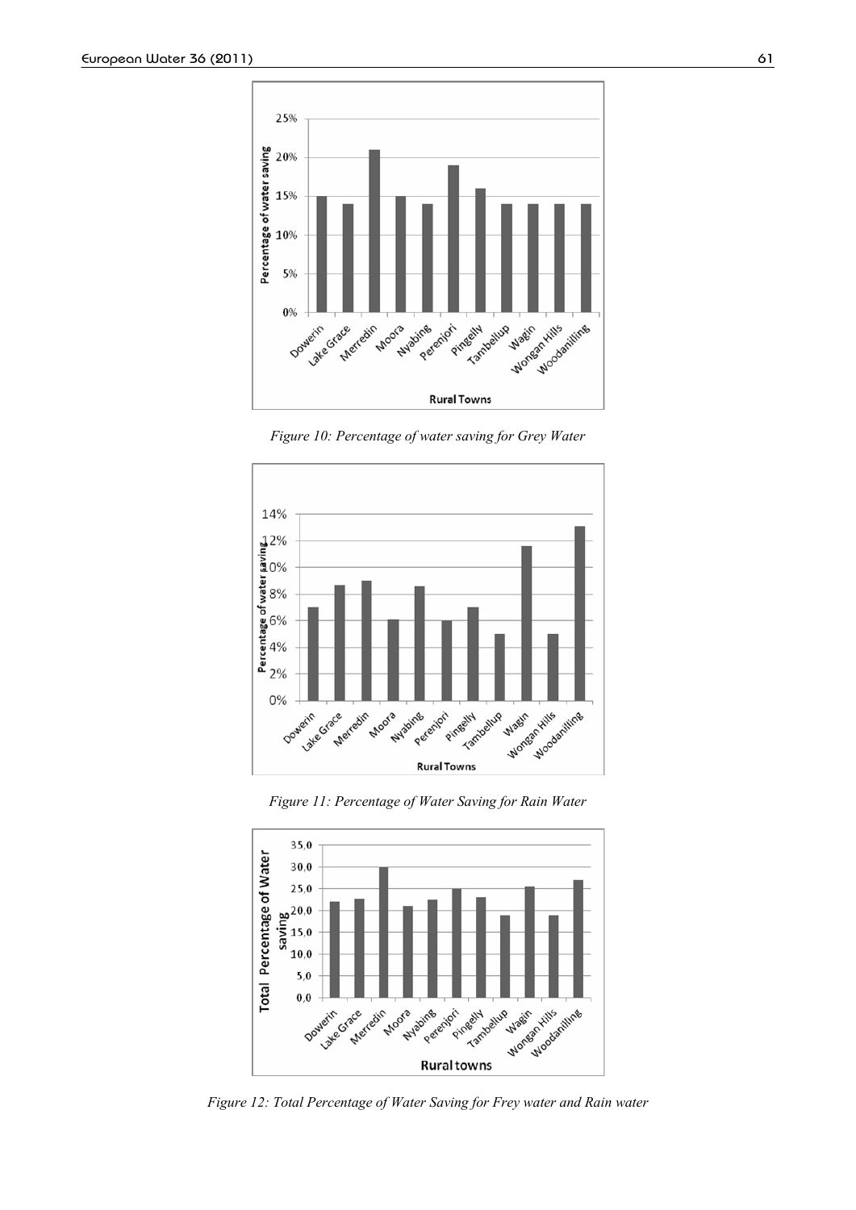Figure 10: Percentage of water saving for Grey Water

Figure 11: Percentage of Water Saving for Rain Water

Figure 12: Total Percentage of Water Saving for Frey water and Rain water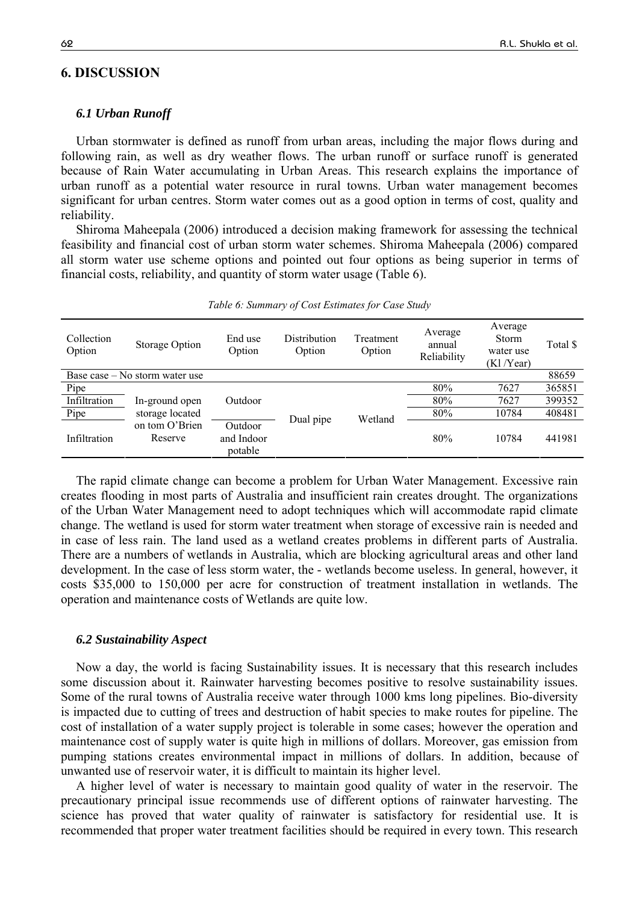## 6. DISCUSSION

### *6.1 Urban Runoff*

Urban stormwater is defined as runoff from urban areas, including the major flows during and following rain, as well as dry weather flows. The urban runoff or surface runoff is generated because of Rain Water accumulating in Urban Areas. This research explains the importance of urban runoff as a potential water resource in rural towns. Urban water management becomes significant for urban centres. Storm water comes out as a good option in terms of cost, quality and reliability.

Shiroma Maheepala (2006) introduced a decision making framework for assessing the technical feasibility and financial cost of urban storm water schemes. Shiroma Maheepala (2006) compared all storm water use scheme options and pointed out four options as being superior in terms of financial costs, reliability, and quantity of storm water usage (Table 6).

*Table 6: Summary of Cost Estimates for Case Study*

| Collection Option | Storage Option | End use Option | Distribution Option | Treatment Option | Average annual Reliability | Average Storm water use (Kl /Year) | Total $ |
|---|---|---|---|---|---|---|---|
| Base case – No storm water use | | | | | | | 88659 |
| Pipe | In-ground open storage located on tom O'Brien Reserve | Outdoor | Dual pipe | Wetland | 80% | 7627 | 365851 |
| Infiltration | | | | | 80% | 7627 | 399352 |
| Pipe | | Outdoor and Indoor potable | | | 80% | 10784 | 408481 |
| Infiltration | | | | | 80% | 10784 | 441981 |

The rapid climate change can become a problem for Urban Water Management. Excessive rain creates flooding in most parts of Australia and insufficient rain creates drought. The organizations of the Urban Water Management need to adopt techniques which will accommodate rapid climate change. The wetland is used for storm water treatment when storage of excessive rain is needed and in case of less rain. The land used as a wetland creates problems in different parts of Australia. There are a numbers of wetlands in Australia, which are blocking agricultural areas and other land development. In the case of less storm water, the - wetlands become useless. In general, however, it costs $35,000 to 150,000 per acre for construction of treatment installation in wetlands. The operation and maintenance costs of Wetlands are quite low.

### *6.2 Sustainability Aspect*

Now a day, the world is facing Sustainability issues. It is necessary that this research includes some discussion about it. Rainwater harvesting becomes positive to resolve sustainability issues. Some of the rural towns of Australia receive water through 1000 kms long pipelines. Bio-diversity is impacted due to cutting of trees and destruction of habit species to make routes for pipeline. The cost of installation of a water supply project is tolerable in some cases; however the operation and maintenance cost of supply water is quite high in millions of dollars. Moreover, gas emission from pumping stations creates environmental impact in millions of dollars. In addition, because of unwanted use of reservoir water, it is difficult to maintain its higher level.

A higher level of water is necessary to maintain good quality of water in the reservoir. The precautionary principal issue recommends use of different options of rainwater harvesting. The science has proved that water quality of rainwater is satisfactory for residential use. It is recommended that proper water treatment facilities should be required in every town. This research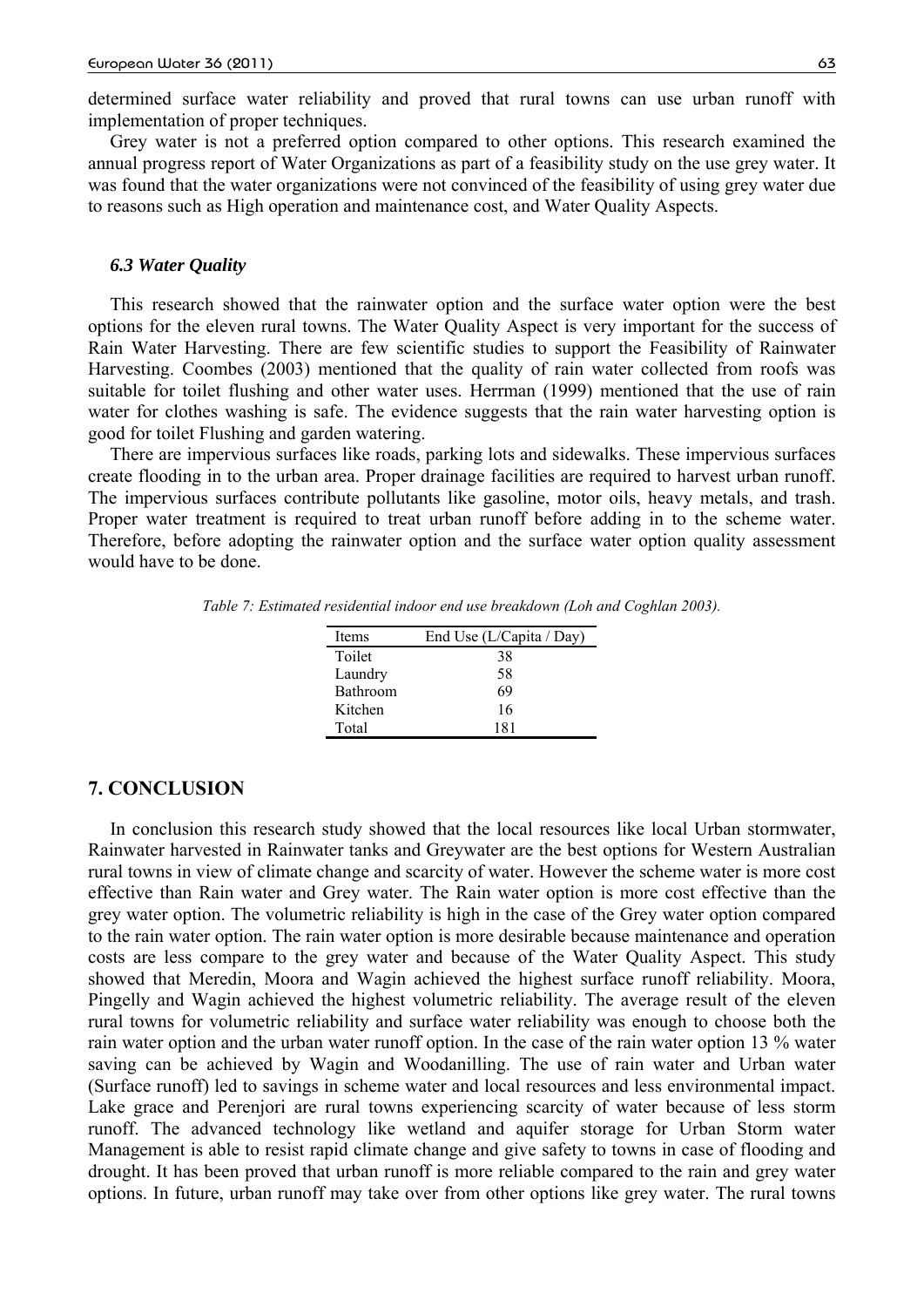determined surface water reliability and proved that rural towns can use urban runoff with implementation of proper techniques.

Grey water is not a preferred option compared to other options. This research examined the annual progress report of Water Organizations as part of a feasibility study on the use grey water. It was found that the water organizations were not convinced of the feasibility of using grey water due to reasons such as High operation and maintenance cost, and Water Quality Aspects.

### *6.3 Water Quality*

This research showed that the rainwater option and the surface water option were the best options for the eleven rural towns. The Water Quality Aspect is very important for the success of Rain Water Harvesting. There are few scientific studies to support the Feasibility of Rainwater Harvesting. Coombes (2003) mentioned that the quality of rain water collected from roofs was suitable for toilet flushing and other water uses. Herrman (1999) mentioned that the use of rain water for clothes washing is safe. The evidence suggests that the rain water harvesting option is good for toilet Flushing and garden watering.

There are impervious surfaces like roads, parking lots and sidewalks. These impervious surfaces create flooding in to the urban area. Proper drainage facilities are required to harvest urban runoff. The impervious surfaces contribute pollutants like gasoline, motor oils, heavy metals, and trash. Proper water treatment is required to treat urban runoff before adding in to the scheme water. Therefore, before adopting the rainwater option and the surface water option quality assessment would have to be done.

*Table 7: Estimated residential indoor end use breakdown (Loh and Coghlan 2003).*

| Items | End Use (L/Capita / Day) |
|---|---|
| Toilet | 38 |
| Laundry | 58 |
| Bathroom | 69 |
| Kitchen | 16 |
| Total | 181 |

## 7. CONCLUSION

In conclusion this research study showed that the local resources like local Urban stormwater, Rainwater harvested in Rainwater tanks and Greywater are the best options for Western Australian rural towns in view of climate change and scarcity of water. However the scheme water is more cost effective than Rain water and Grey water. The Rain water option is more cost effective than the grey water option. The volumetric reliability is high in the case of the Grey water option compared to the rain water option. The rain water option is more desirable because maintenance and operation costs are less compare to the grey water and because of the Water Quality Aspect. This study showed that Meredin, Moora and Wagin achieved the highest surface runoff reliability. Moora, Pingelly and Wagin achieved the highest volumetric reliability. The average result of the eleven rural towns for volumetric reliability and surface water reliability was enough to choose both the rain water option and the urban water runoff option. In the case of the rain water option 13 % water saving can be achieved by Wagin and Woodanilling. The use of rain water and Urban water (Surface runoff) led to savings in scheme water and local resources and less environmental impact. Lake grace and Perenjori are rural towns experiencing scarcity of water because of less storm runoff. The advanced technology like wetland and aquifer storage for Urban Storm water Management is able to resist rapid climate change and give safety to towns in case of flooding and drought. It has been proved that urban runoff is more reliable compared to the rain and grey water options. In future, urban runoff may take over from other options like grey water. The rural towns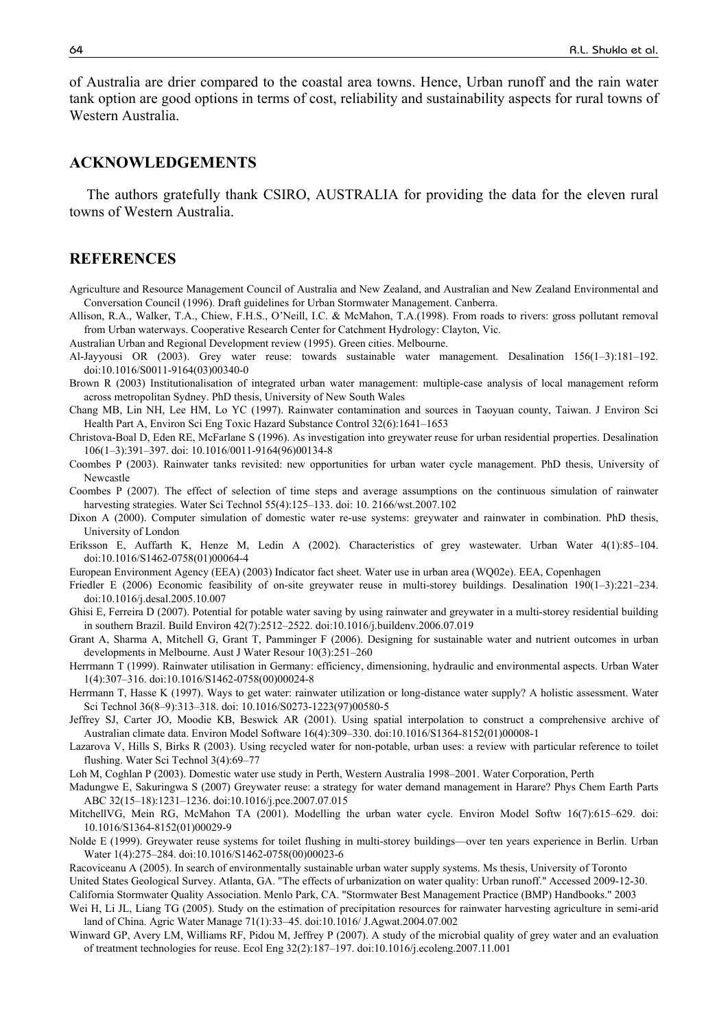of Australia are drier compared to the coastal area towns. Hence, Urban runoff and the rain water tank option are good options in terms of cost, reliability and sustainability aspects for rural towns of Western Australia.

## ACKNOWLEDGEMENTS

The authors gratefully thank CSIRO, AUSTRALIA for providing the data for the eleven rural towns of Western Australia.

## REFERENCES

Agriculture and Resource Management Council of Australia and New Zealand, and Australian and New Zealand Environmental and Conversation Council (1996). Draft guidelines for Urban Stormwater Management. Canberra.

Allison, R.A., Walker, T.A., Chiew, F.H.S., O'Neill, I.C. & McMahon, T.A.(1998). From roads to rivers: gross pollutant removal from Urban waterways. Cooperative Research Center for Catchment Hydrology: Clayton, Vic.

Australian Urban and Regional Development review (1995). Green cities. Melbourne.

Al-Jayyousi OR (2003). Grey water reuse: towards sustainable water management. Desalination 156(1–3):181–192. doi:10.1016/S0011-9164(03)00340-0

Brown R (2003) Institutionalisation of integrated urban water management: multiple-case analysis of local management reform across metropolitan Sydney. PhD thesis, University of New South Wales

Chang MB, Lin NH, Lee HM, Lo YC (1997). Rainwater contamination and sources in Taoyuan county, Taiwan. J Environ Sci Health Part A, Environ Sci Eng Toxic Hazard Substance Control 32(6):1641–1653

Christova-Boal D, Eden RE, McFarlane S (1996). As investigation into greywater reuse for urban residential properties. Desalination 106(1–3):391–397. doi: 10.1016/0011-9164(96)00134-8

Coombes P (2003). Rainwater tanks revisited: new opportunities for urban water cycle management. PhD thesis, University of Newcastle

Coombes P (2007). The effect of selection of time steps and average assumptions on the continuous simulation of rainwater harvesting strategies. Water Sci Technol 55(4):125–133. doi: 10. 2166/wst.2007.102

Dixon A (2000). Computer simulation of domestic water re-use systems: greywater and rainwater in combination. PhD thesis, University of London

Eriksson E, Auffarth K, Henze M, Ledin A (2002). Characteristics of grey wastewater. Urban Water 4(1):85–104. doi:10.1016/S1462-0758(01)00064-4

European Environment Agency (EEA) (2003) Indicator fact sheet. Water use in urban area (WQ02e). EEA, Copenhagen

Friedler E (2006) Economic feasibility of on-site greywater reuse in multi-storey buildings. Desalination 190(1–3):221–234. doi:10.1016/j.desal.2005.10.007

Ghisi E, Ferreira D (2007). Potential for potable water saving by using rainwater and greywater in a multi-storey residential building in southern Brazil. Build Environ 42(7):2512–2522. doi:10.1016/j.buildenv.2006.07.019

Grant A, Sharma A, Mitchell G, Grant T, Pamminger F (2006). Designing for sustainable water and nutrient outcomes in urban developments in Melbourne. Aust J Water Resour 10(3):251–260

Herrmann T (1999). Rainwater utilisation in Germany: efficiency, dimensioning, hydraulic and environmental aspects. Urban Water 1(4):307–316. doi:10.1016/S1462-0758(00)00024-8

Herrmann T, Hasse K (1997). Ways to get water: rainwater utilization or long-distance water supply? A holistic assessment. Water Sci Technol 36(8–9):313–318. doi: 10.1016/S0273-1223(97)00580-5

Jeffrey SJ, Carter JO, Moodie KB, Beswick AR (2001). Using spatial interpolation to construct a comprehensive archive of Australian climate data. Environ Model Software 16(4):309–330. doi:10.1016/S1364-8152(01)00008-1

Lazarova V, Hills S, Birks R (2003). Using recycled water for non-potable, urban uses: a review with particular reference to toilet flushing. Water Sci Technol 3(4):69–77

Loh M, Coghlan P (2003). Domestic water use study in Perth, Western Australia 1998–2001. Water Corporation, Perth

Madungwe E, Sakuringwa S (2007) Greywater reuse: a strategy for water demand management in Harare? Phys Chem Earth Parts ABC 32(15–18):1231–1236. doi:10.1016/j.pce.2007.07.015

MitchellVG, Mein RG, McMahon TA (2001). Modelling the urban water cycle. Environ Model Softw 16(7):615–629. doi: 10.1016/S1364-8152(01)00029-9

Nolde E (1999). Greywater reuse systems for toilet flushing in multi-storey buildings—over ten years experience in Berlin. Urban Water 1(4):275–284. doi:10.1016/S1462-0758(00)00023-6

Racoviceanu A (2005). In search of environmentally sustainable urban water supply systems. Ms thesis, University of Toronto

United States Geological Survey. Atlanta, GA. "The effects of urbanization on water quality: Urban runoff." Accessed 2009-12-30.

California Stormwater Quality Association. Menlo Park, CA. "Stormwater Best Management Practice (BMP) Handbooks." 2003

Wei H, Li JL, Liang TG (2005). Study on the estimation of precipitation resources for rainwater harvesting agriculture in semi-arid land of China. Agric Water Manage 71(1):33–45. doi:10.1016/ J.Agwat.2004.07.002

Winward GP, Avery LM, Williams RF, Pidou M, Jeffrey P (2007). A study of the microbial quality of grey water and an evaluation of treatment technologies for reuse. Ecol Eng 32(2):187–197. doi:10.1016/j.ecoleng.2007.11.001